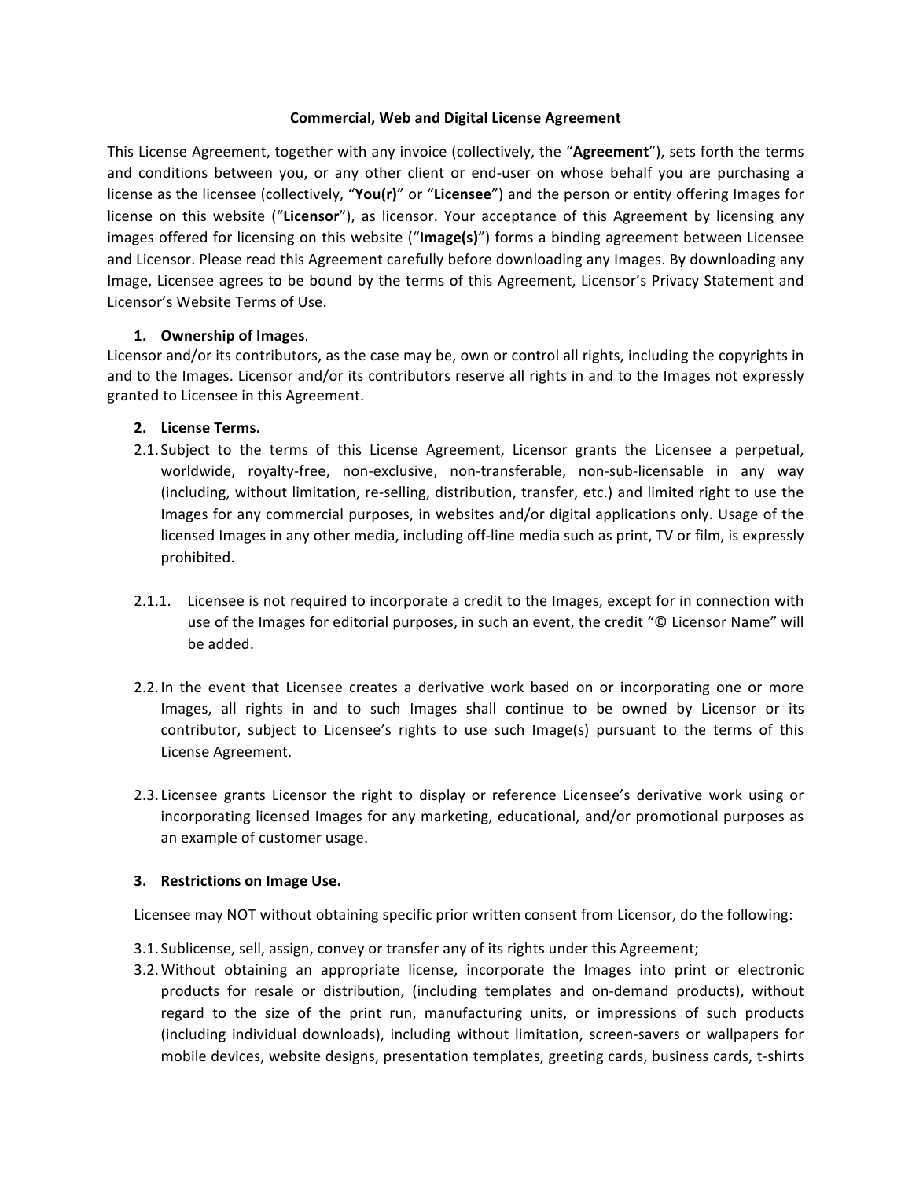# Commercial, Web and Digital License Agreement

This License Agreement, together with any invoice (collectively, the "**Agreement**"), sets forth the terms and conditions between you, or any other client or end-user on whose behalf you are purchasing a license as the licensee (collectively, "**You(r)**" or "**Licensee**") and the person or entity offering Images for license on this website ("**Licensor**"), as licensor. Your acceptance of this Agreement by licensing any images offered for licensing on this website ("**Image(s)**") forms a binding agreement between Licensee and Licensor. Please read this Agreement carefully before downloading any Images. By downloading any Image, Licensee agrees to be bound by the terms of this Agreement, Licensor's Privacy Statement and Licensor's Website Terms of Use.

**1. Ownership of Images.**

Licensor and/or its contributors, as the case may be, own or control all rights, including the copyrights in and to the Images. Licensor and/or its contributors reserve all rights in and to the Images not expressly granted to Licensee in this Agreement.

**2. License Terms.**

2.1. Subject to the terms of this License Agreement, Licensor grants the Licensee a perpetual, worldwide, royalty-free, non-exclusive, non-transferable, non-sub-licensable in any way (including, without limitation, re-selling, distribution, transfer, etc.) and limited right to use the Images for any commercial purposes, in websites and/or digital applications only. Usage of the licensed Images in any other media, including off-line media such as print, TV or film, is expressly prohibited.

2.1.1. Licensee is not required to incorporate a credit to the Images, except for in connection with use of the Images for editorial purposes, in such an event, the credit "© Licensor Name" will be added.

2.2. In the event that Licensee creates a derivative work based on or incorporating one or more Images, all rights in and to such Images shall continue to be owned by Licensor or its contributor, subject to Licensee's rights to use such Image(s) pursuant to the terms of this License Agreement.

2.3. Licensee grants Licensor the right to display or reference Licensee's derivative work using or incorporating licensed Images for any marketing, educational, and/or promotional purposes as an example of customer usage.

**3. Restrictions on Image Use.**

Licensee may NOT without obtaining specific prior written consent from Licensor, do the following:

3.1. Sublicense, sell, assign, convey or transfer any of its rights under this Agreement;

3.2. Without obtaining an appropriate license, incorporate the Images into print or electronic products for resale or distribution, (including templates and on-demand products), without regard to the size of the print run, manufacturing units, or impressions of such products (including individual downloads), including without limitation, screen-savers or wallpapers for mobile devices, website designs, presentation templates, greeting cards, business cards, t-shirts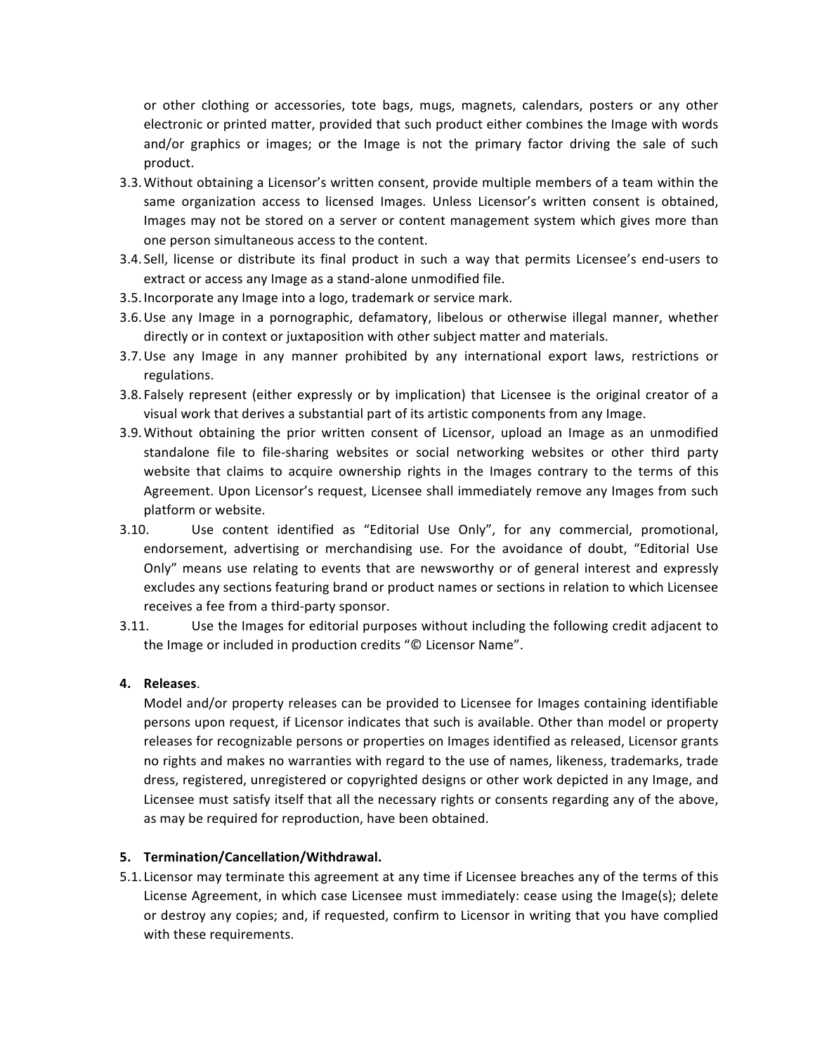or other clothing or accessories, tote bags, mugs, magnets, calendars, posters or any other electronic or printed matter, provided that such product either combines the Image with words and/or graphics or images; or the Image is not the primary factor driving the sale of such product.

3.3. Without obtaining a Licensor's written consent, provide multiple members of a team within the same organization access to licensed Images. Unless Licensor's written consent is obtained, Images may not be stored on a server or content management system which gives more than one person simultaneous access to the content.

3.4. Sell, license or distribute its final product in such a way that permits Licensee's end-users to extract or access any Image as a stand-alone unmodified file.

3.5. Incorporate any Image into a logo, trademark or service mark.

3.6. Use any Image in a pornographic, defamatory, libelous or otherwise illegal manner, whether directly or in context or juxtaposition with other subject matter and materials.

3.7. Use any Image in any manner prohibited by any international export laws, restrictions or regulations.

3.8. Falsely represent (either expressly or by implication) that Licensee is the original creator of a visual work that derives a substantial part of its artistic components from any Image.

3.9. Without obtaining the prior written consent of Licensor, upload an Image as an unmodified standalone file to file-sharing websites or social networking websites or other third party website that claims to acquire ownership rights in the Images contrary to the terms of this Agreement. Upon Licensor's request, Licensee shall immediately remove any Images from such platform or website.

3.10. Use content identified as "Editorial Use Only", for any commercial, promotional, endorsement, advertising or merchandising use. For the avoidance of doubt, "Editorial Use Only" means use relating to events that are newsworthy or of general interest and expressly excludes any sections featuring brand or product names or sections in relation to which Licensee receives a fee from a third-party sponsor.

3.11. Use the Images for editorial purposes without including the following credit adjacent to the Image or included in production credits "© Licensor Name".

**4. Releases**.

Model and/or property releases can be provided to Licensee for Images containing identifiable persons upon request, if Licensor indicates that such is available. Other than model or property releases for recognizable persons or properties on Images identified as released, Licensor grants no rights and makes no warranties with regard to the use of names, likeness, trademarks, trade dress, registered, unregistered or copyrighted designs or other work depicted in any Image, and Licensee must satisfy itself that all the necessary rights or consents regarding any of the above, as may be required for reproduction, have been obtained.

**5. Termination/Cancellation/Withdrawal.**

5.1. Licensor may terminate this agreement at any time if Licensee breaches any of the terms of this License Agreement, in which case Licensee must immediately: cease using the Image(s); delete or destroy any copies; and, if requested, confirm to Licensor in writing that you have complied with these requirements.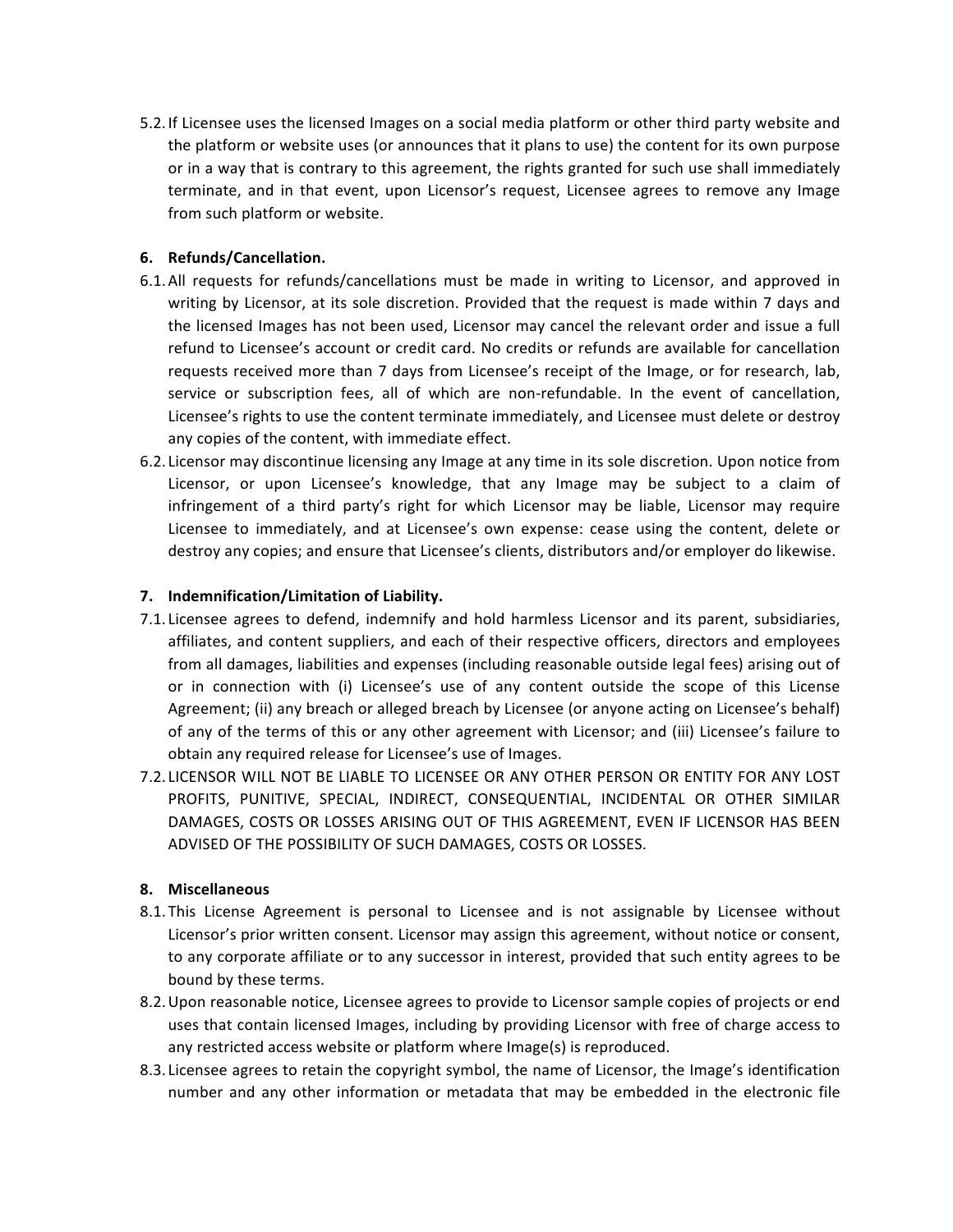5.2. If Licensee uses the licensed Images on a social media platform or other third party website and the platform or website uses (or announces that it plans to use) the content for its own purpose or in a way that is contrary to this agreement, the rights granted for such use shall immediately terminate, and in that event, upon Licensor's request, Licensee agrees to remove any Image from such platform or website.

**6. Refunds/Cancellation.**

6.1. All requests for refunds/cancellations must be made in writing to Licensor, and approved in writing by Licensor, at its sole discretion. Provided that the request is made within 7 days and the licensed Images has not been used, Licensor may cancel the relevant order and issue a full refund to Licensee's account or credit card. No credits or refunds are available for cancellation requests received more than 7 days from Licensee's receipt of the Image, or for research, lab, service or subscription fees, all of which are non-refundable. In the event of cancellation, Licensee's rights to use the content terminate immediately, and Licensee must delete or destroy any copies of the content, with immediate effect.

6.2. Licensor may discontinue licensing any Image at any time in its sole discretion. Upon notice from Licensor, or upon Licensee's knowledge, that any Image may be subject to a claim of infringement of a third party's right for which Licensor may be liable, Licensor may require Licensee to immediately, and at Licensee's own expense: cease using the content, delete or destroy any copies; and ensure that Licensee's clients, distributors and/or employer do likewise.

**7. Indemnification/Limitation of Liability.**

7.1. Licensee agrees to defend, indemnify and hold harmless Licensor and its parent, subsidiaries, affiliates, and content suppliers, and each of their respective officers, directors and employees from all damages, liabilities and expenses (including reasonable outside legal fees) arising out of or in connection with (i) Licensee's use of any content outside the scope of this License Agreement; (ii) any breach or alleged breach by Licensee (or anyone acting on Licensee's behalf) of any of the terms of this or any other agreement with Licensor; and (iii) Licensee's failure to obtain any required release for Licensee's use of Images.

7.2. LICENSOR WILL NOT BE LIABLE TO LICENSEE OR ANY OTHER PERSON OR ENTITY FOR ANY LOST PROFITS, PUNITIVE, SPECIAL, INDIRECT, CONSEQUENTIAL, INCIDENTAL OR OTHER SIMILAR DAMAGES, COSTS OR LOSSES ARISING OUT OF THIS AGREEMENT, EVEN IF LICENSOR HAS BEEN ADVISED OF THE POSSIBILITY OF SUCH DAMAGES, COSTS OR LOSSES.

**8. Miscellaneous**

8.1. This License Agreement is personal to Licensee and is not assignable by Licensee without Licensor's prior written consent. Licensor may assign this agreement, without notice or consent, to any corporate affiliate or to any successor in interest, provided that such entity agrees to be bound by these terms.

8.2. Upon reasonable notice, Licensee agrees to provide to Licensor sample copies of projects or end uses that contain licensed Images, including by providing Licensor with free of charge access to any restricted access website or platform where Image(s) is reproduced.

8.3. Licensee agrees to retain the copyright symbol, the name of Licensor, the Image's identification number and any other information or metadata that may be embedded in the electronic file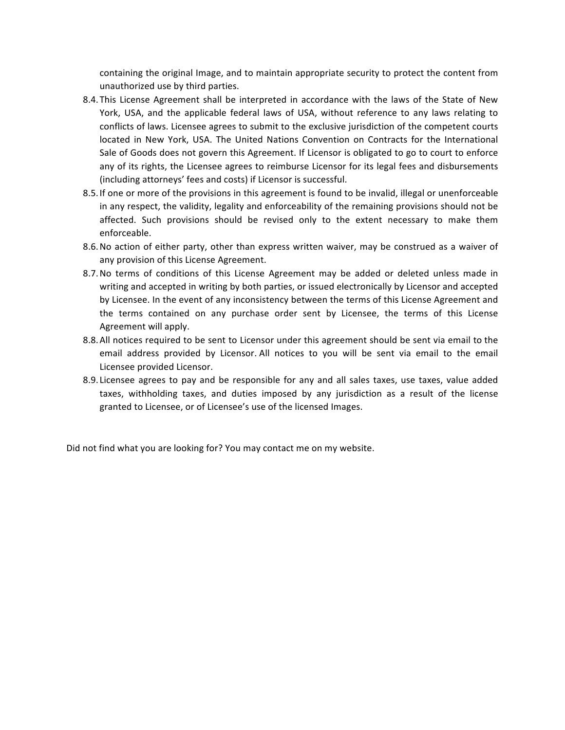containing the original Image, and to maintain appropriate security to protect the content from unauthorized use by third parties.

8.4. This License Agreement shall be interpreted in accordance with the laws of the State of New York, USA, and the applicable federal laws of USA, without reference to any laws relating to conflicts of laws. Licensee agrees to submit to the exclusive jurisdiction of the competent courts located in New York, USA. The United Nations Convention on Contracts for the International Sale of Goods does not govern this Agreement. If Licensor is obligated to go to court to enforce any of its rights, the Licensee agrees to reimburse Licensor for its legal fees and disbursements (including attorneys' fees and costs) if Licensor is successful.

8.5. If one or more of the provisions in this agreement is found to be invalid, illegal or unenforceable in any respect, the validity, legality and enforceability of the remaining provisions should not be affected. Such provisions should be revised only to the extent necessary to make them enforceable.

8.6. No action of either party, other than express written waiver, may be construed as a waiver of any provision of this License Agreement.

8.7. No terms of conditions of this License Agreement may be added or deleted unless made in writing and accepted in writing by both parties, or issued electronically by Licensor and accepted by Licensee. In the event of any inconsistency between the terms of this License Agreement and the terms contained on any purchase order sent by Licensee, the terms of this License Agreement will apply.

8.8. All notices required to be sent to Licensor under this agreement should be sent via email to the email address provided by Licensor. All notices to you will be sent via email to the email Licensee provided Licensor.

8.9. Licensee agrees to pay and be responsible for any and all sales taxes, use taxes, value added taxes, withholding taxes, and duties imposed by any jurisdiction as a result of the license granted to Licensee, or of Licensee's use of the licensed Images.

Did not find what you are looking for? You may contact me on my website.